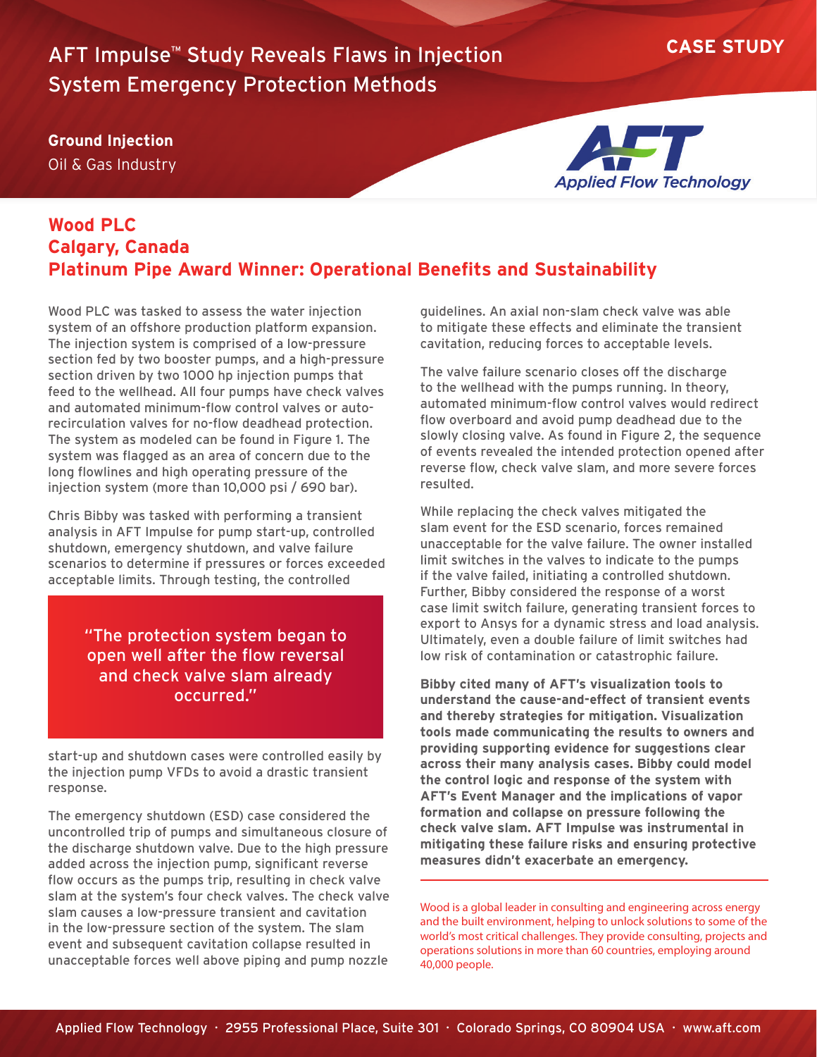# AFT Impulse™ Study Reveals Flaws in Injection System Emergency Protection Methods

**CASE STUDY**

**Ground Injection**

Oil & Gas Industry

Applied Flow Technology

## Wood PLC
## Calgary, Canada
## Platinum Pipe Award Winner: Operational Benefits and Sustainability

Wood PLC was tasked to assess the water injection system of an offshore production platform expansion. The injection system is comprised of a low-pressure section fed by two booster pumps, and a high-pressure section driven by two 1000 hp injection pumps that feed to the wellhead. All four pumps have check valves and automated minimum-flow control valves or auto-recirculation valves for no-flow deadhead protection. The system as modeled can be found in Figure 1. The system was flagged as an area of concern due to the long flowlines and high operating pressure of the injection system (more than 10,000 psi / 690 bar).

Chris Bibby was tasked with performing a transient analysis in AFT Impulse for pump start-up, controlled shutdown, emergency shutdown, and valve failure scenarios to determine if pressures or forces exceeded acceptable limits. Through testing, the controlled start-up and shutdown cases were controlled easily by the injection pump VFDs to avoid a drastic transient response.

> "The protection system began to open well after the flow reversal and check valve slam already occurred."

The emergency shutdown (ESD) case considered the uncontrolled trip of pumps and simultaneous closure of the discharge shutdown valve. Due to the high pressure added across the injection pump, significant reverse flow occurs as the pumps trip, resulting in check valve slam at the system's four check valves. The check valve slam causes a low-pressure transient and cavitation in the low-pressure section of the system. The slam event and subsequent cavitation collapse resulted in unacceptable forces well above piping and pump nozzle guidelines. An axial non-slam check valve was able to mitigate these effects and eliminate the transient cavitation, reducing forces to acceptable levels.

The valve failure scenario closes off the discharge to the wellhead with the pumps running. In theory, automated minimum-flow control valves would redirect flow overboard and avoid pump deadhead due to the slowly closing valve. As found in Figure 2, the sequence of events revealed the intended protection opened after reverse flow, check valve slam, and more severe forces resulted.

While replacing the check valves mitigated the slam event for the ESD scenario, forces remained unacceptable for the valve failure. The owner installed limit switches in the valves to indicate to the pumps if the valve failed, initiating a controlled shutdown. Further, Bibby considered the response of a worst case limit switch failure, generating transient forces to export to Ansys for a dynamic stress and load analysis. Ultimately, even a double failure of limit switches had low risk of contamination or catastrophic failure.

**Bibby cited many of AFT's visualization tools to understand the cause-and-effect of transient events and thereby strategies for mitigation. Visualization tools made communicating the results to owners and providing supporting evidence for suggestions clear across their many analysis cases. Bibby could model the control logic and response of the system with AFT's Event Manager and the implications of vapor formation and collapse on pressure following the check valve slam. AFT Impulse was instrumental in mitigating these failure risks and ensuring protective measures didn't exacerbate an emergency.**

---

Wood is a global leader in consulting and engineering across energy and the built environment, helping to unlock solutions to some of the world's most critical challenges. They provide consulting, projects and operations solutions in more than 60 countries, employing around 40,000 people.

Applied Flow Technology · 2955 Professional Place, Suite 301 · Colorado Springs, CO 80904 USA · www.aft.com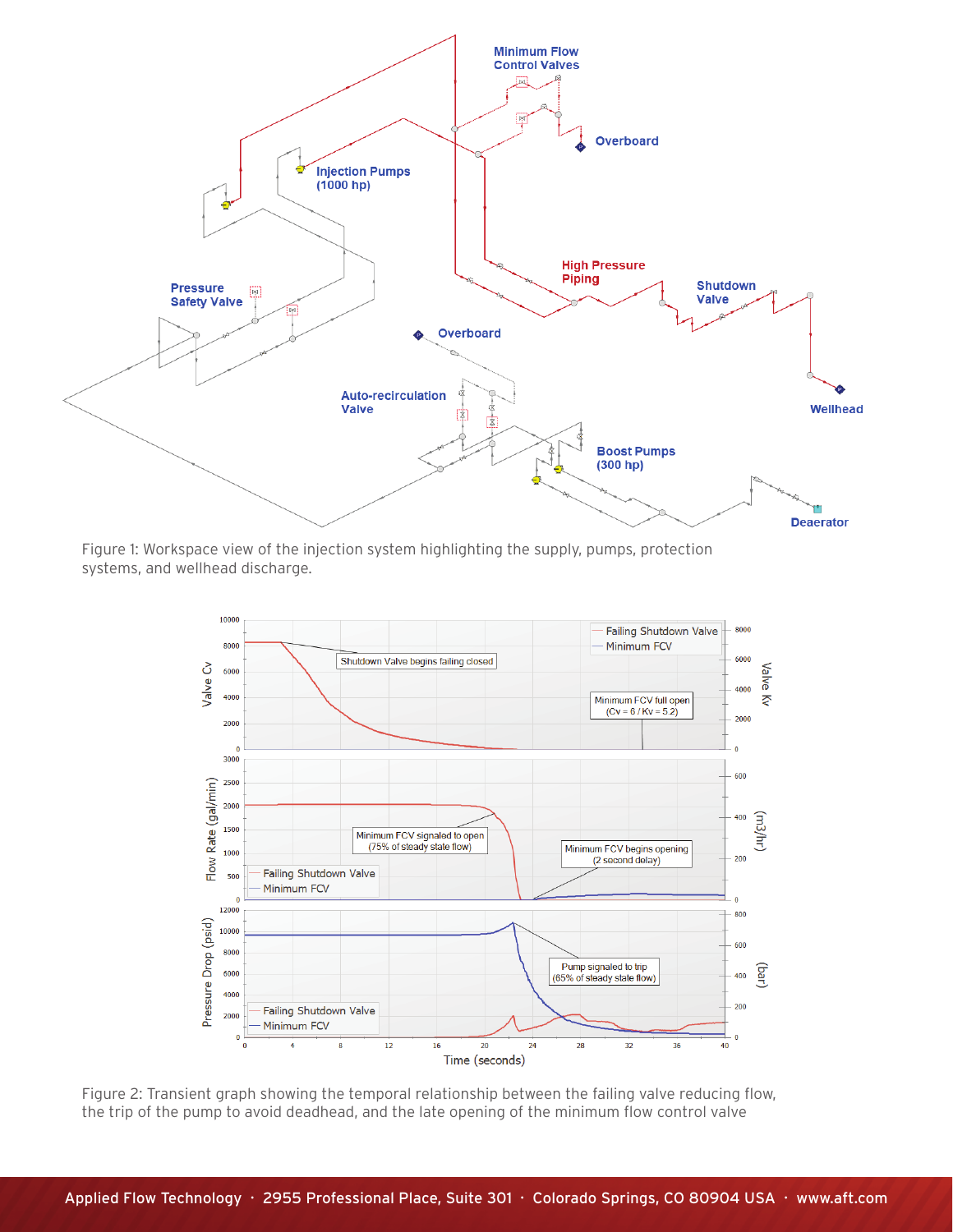Minimum Flow Control Valves

Overboard

Injection Pumps (1000 hp)

High Pressure Piping

Shutdown Valve

Pressure Safety Valve

Overboard

Wellhead

Auto-recirculation Valve

Boost Pumps (300 hp)

Deaerator

Figure 1: Workspace view of the injection system highlighting the supply, pumps, protection systems, and wellhead discharge.

Valve Cv

Valve Kv

Failing Shutdown Valve

Minimum FCV

Shutdown Valve begins failing closed

Minimum FCV full open (Cv = 6 / Kv = 5.2)

Flow Rate (gal/min)

(m3/hr)

Minimum FCV signaled to open (75% of steady state flow)

Minimum FCV begins opening (2 second delay)

Failing Shutdown Valve

Minimum FCV

Pressure Drop (psid)

(bar)

Pump signaled to trip (65% of steady state flow)

Failing Shutdown Valve

Minimum FCV

Time (seconds)

Figure 2: Transient graph showing the temporal relationship between the failing valve reducing flow, the trip of the pump to avoid deadhead, and the late opening of the minimum flow control valve

Applied Flow Technology · 2955 Professional Place, Suite 301 · Colorado Springs, CO 80904 USA · www.aft.com